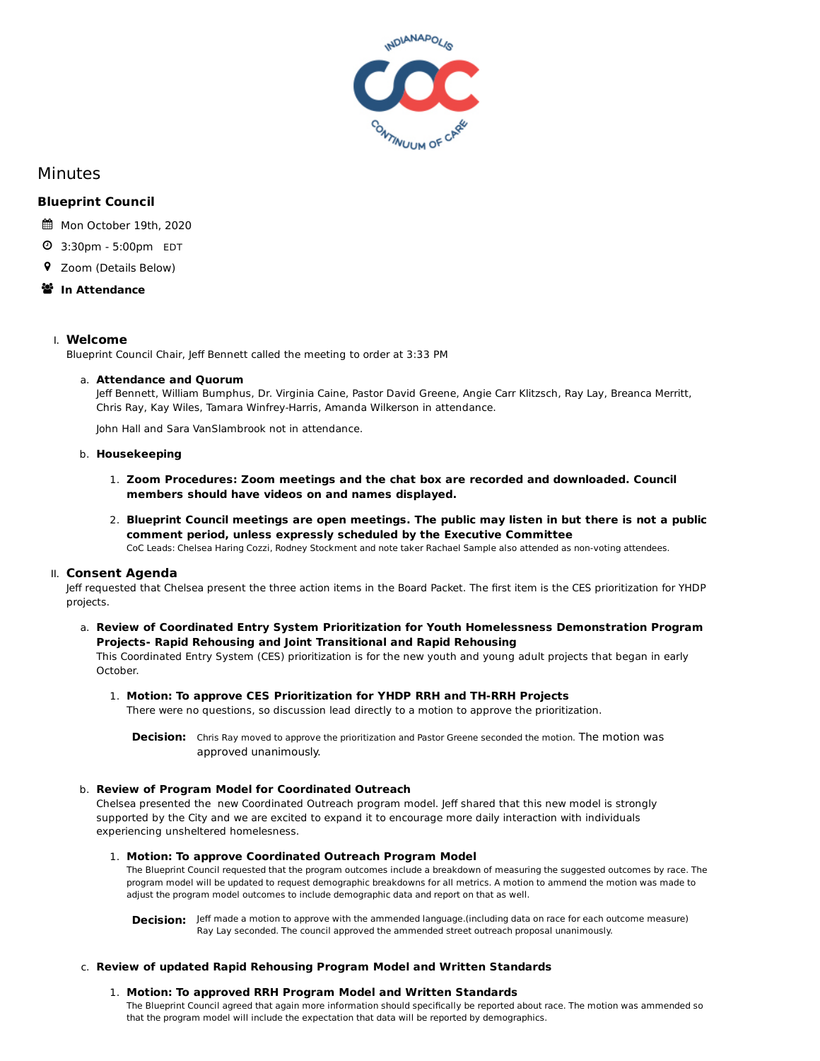# Minutes

## Blueprint Council

Mon October 19th, 2020

3:30pm - 5:00pm EDT

Zoom (Details Below)

**In Attendance**

### I. Welcome

Blueprint Council Chair, Jeff Bennett called the meeting to order at 3:33 PM

#### a. Attendance and Quorum

Jeff Bennett, William Bumphus, Dr. Virginia Caine, Pastor David Greene, Angie Carr Klitzsch, Ray Lay, Breanca Merritt, Chris Ray, Kay Wiles, Tamara Winfrey-Harris, Amanda Wilkerson in attendance.

John Hall and Sara VanSlambrook not in attendance.

#### b. Housekeeping

1. **Zoom Procedures: Zoom meetings and the chat box are recorded and downloaded. Council members should have videos on and names displayed.**
2. **Blueprint Council meetings are open meetings. The public may listen in but there is not a public comment period, unless expressly scheduled by the Executive Committee**
   CoC Leads: Chelsea Haring Cozzi, Rodney Stockment and note taker Rachael Sample also attended as non-voting attendees.

### II. Consent Agenda

Jeff requested that Chelsea present the three action items in the Board Packet. The first item is the CES prioritization for YHDP projects.

#### a. Review of Coordinated Entry System Prioritization for Youth Homelessness Demonstration Program Projects- Rapid Rehousing and Joint Transitional and Rapid Rehousing

This Coordinated Entry System (CES) prioritization is for the new youth and young adult projects that began in early October.

1. **Motion: To approve CES Prioritization for YHDP RRH and TH-RRH Projects**
   There were no questions, so discussion lead directly to a motion to approve the prioritization.

   **Decision:** Chris Ray moved to approve the prioritization and Pastor Greene seconded the motion. The motion was approved unanimously.

#### b. Review of Program Model for Coordinated Outreach

Chelsea presented the new Coordinated Outreach program model. Jeff shared that this new model is strongly supported by the City and we are excited to expand it to encourage more daily interaction with individuals experiencing unsheltered homelessness.

1. **Motion: To approve Coordinated Outreach Program Model**
   The Blueprint Council requested that the program outcomes include a breakdown of measuring the suggested outcomes by race. The program model will be updated to request demographic breakdowns for all metrics. A motion to ammend the motion was made to adjust the program model outcomes to include demographic data and report on that as well.

   **Decision:** Jeff made a motion to approve with the ammended language.(including data on race for each outcome measure) Ray Lay seconded. The council approved the ammended street outreach proposal unanimously.

#### c. Review of updated Rapid Rehousing Program Model and Written Standards

1. **Motion: To approved RRH Program Model and Written Standards**
   The Blueprint Council agreed that again more information should specifically be reported about race. The motion was ammended so that the program model will include the expectation that data will be reported by demographics.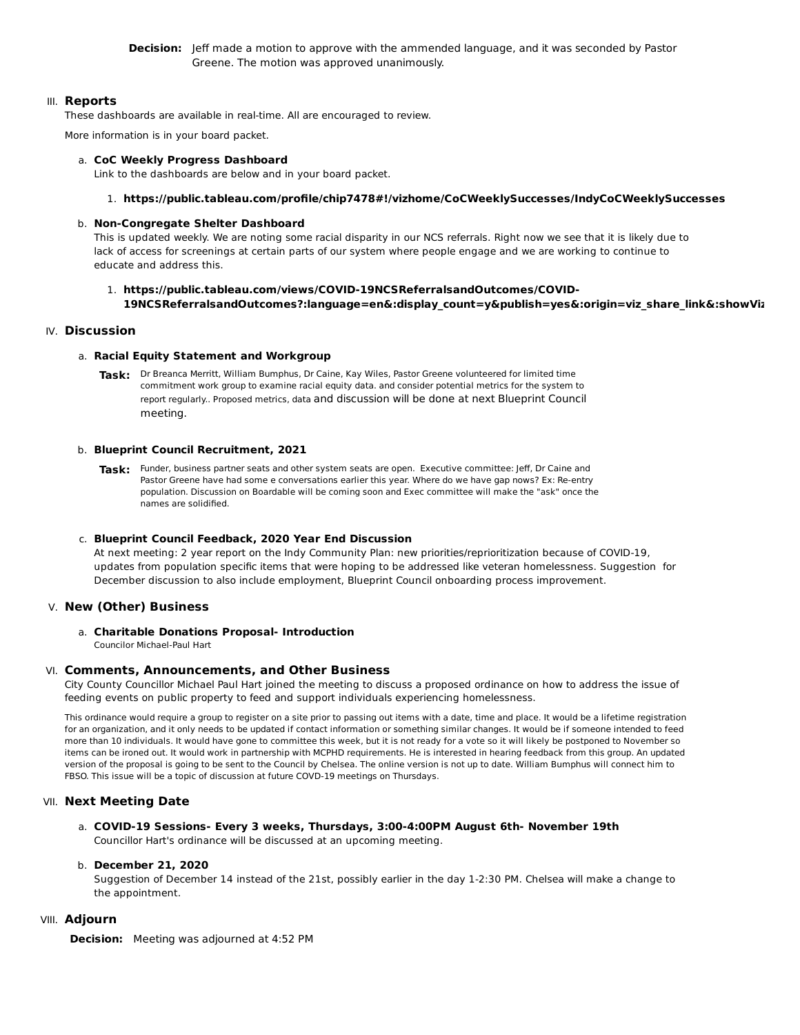**Decision:** Jeff made a motion to approve with the ammended language, and it was seconded by Pastor Greene. The motion was approved unanimously.

## III. Reports

These dashboards are available in real-time. All are encouraged to review.

More information is in your board packet.

### a. CoC Weekly Progress Dashboard

Link to the dashboards are below and in your board packet.

1. **https://public.tableau.com/profile/chip7478#!/vizhome/CoCWeeklySuccesses/IndyCoCWeeklySuccesses**

### b. Non-Congregate Shelter Dashboard

This is updated weekly. We are noting some racial disparity in our NCS referrals. Right now we see that it is likely due to lack of access for screenings at certain parts of our system where people engage and we are working to continue to educate and address this.

1. **https://public.tableau.com/views/COVID-19NCSReferralsandOutcomes/COVID-19NCSReferralsandOutcomes?:language=en&:display_count=y&publish=yes&:origin=viz_share_link&:showViz**

## IV. Discussion

### a. Racial Equity Statement and Workgroup

**Task:** Dr Breanca Merritt, William Bumphus, Dr Caine, Kay Wiles, Pastor Greene volunteered for limited time commitment work group to examine racial equity data. and consider potential metrics for the system to report regularly.. Proposed metrics, data and discussion will be done at next Blueprint Council meeting.

### b. Blueprint Council Recruitment, 2021

**Task:** Funder, business partner seats and other system seats are open. Executive committee: Jeff, Dr Caine and Pastor Greene have had some e conversations earlier this year. Where do we have gap nows? Ex: Re-entry population. Discussion on Boardable will be coming soon and Exec committee will make the "ask" once the names are solidified.

### c. Blueprint Council Feedback, 2020 Year End Discussion

At next meeting: 2 year report on the Indy Community Plan: new priorities/reprioritization because of COVID-19, updates from population specific items that were hoping to be addressed like veteran homelessness. Suggestion for December discussion to also include employment, Blueprint Council onboarding process improvement.

## V. New (Other) Business

### a. Charitable Donations Proposal- Introduction

Councilor Michael-Paul Hart

## VI. Comments, Announcements, and Other Business

City County Councillor Michael Paul Hart joined the meeting to discuss a proposed ordinance on how to address the issue of feeding events on public property to feed and support individuals experiencing homelessness.

This ordinance would require a group to register on a site prior to passing out items with a date, time and place. It would be a lifetime registration for an organization, and it only needs to be updated if contact information or something similar changes. It would be if someone intended to feed more than 10 individuals. It would have gone to committee this week, but it is not ready for a vote so it will likely be postponed to November so items can be ironed out. It would work in partnership with MCPHD requirements. He is interested in hearing feedback from this group. An updated version of the proposal is going to be sent to the Council by Chelsea. The online version is not up to date. William Bumphus will connect him to FBSO. This issue will be a topic of discussion at future COVD-19 meetings on Thursdays.

## VII. Next Meeting Date

### a. COVID-19 Sessions- Every 3 weeks, Thursdays, 3:00-4:00PM August 6th- November 19th

Councillor Hart's ordinance will be discussed at an upcoming meeting.

### b. December 21, 2020

Suggestion of December 14 instead of the 21st, possibly earlier in the day 1-2:30 PM. Chelsea will make a change to the appointment.

## VIII. Adjourn

**Decision:** Meeting was adjourned at 4:52 PM